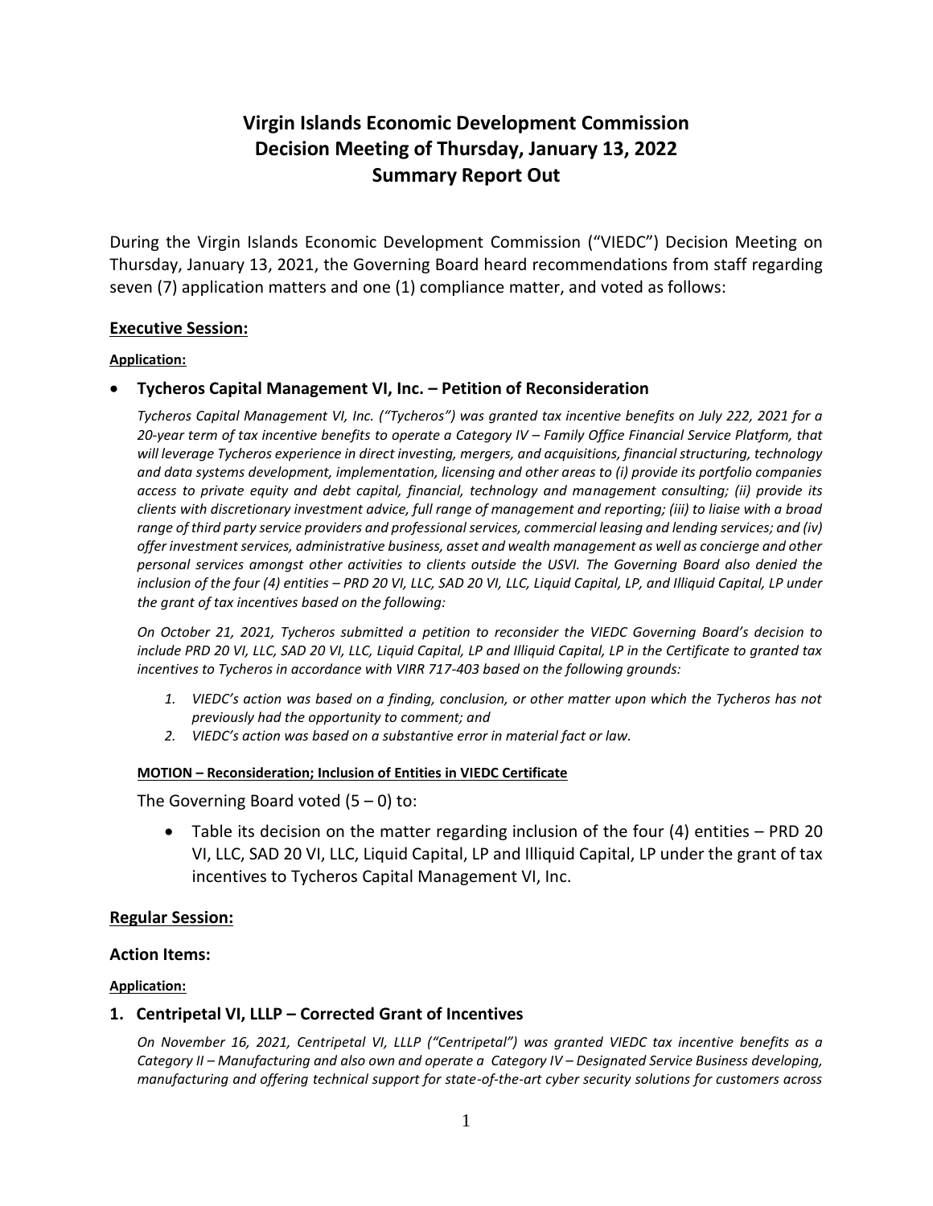# Virgin Islands Economic Development Commission
# Decision Meeting of Thursday, January 13, 2022
# Summary Report Out

During the Virgin Islands Economic Development Commission ("VIEDC") Decision Meeting on Thursday, January 13, 2021, the Governing Board heard recommendations from staff regarding seven (7) application matters and one (1) compliance matter, and voted as follows:

## Executive Session:

**Application:**

- **Tycheros Capital Management VI, Inc. – Petition of Reconsideration**

*Tycheros Capital Management VI, Inc. ("Tycheros") was granted tax incentive benefits on July 222, 2021 for a 20-year term of tax incentive benefits to operate a Category IV – Family Office Financial Service Platform, that will leverage Tycheros experience in direct investing, mergers, and acquisitions, financial structuring, technology and data systems development, implementation, licensing and other areas to (i) provide its portfolio companies access to private equity and debt capital, financial, technology and management consulting; (ii) provide its clients with discretionary investment advice, full range of management and reporting; (iii) to liaise with a broad range of third party service providers and professional services, commercial leasing and lending services; and (iv) offer investment services, administrative business, asset and wealth management as well as concierge and other personal services amongst other activities to clients outside the USVI. The Governing Board also denied the inclusion of the four (4) entities – PRD 20 VI, LLC, SAD 20 VI, LLC, Liquid Capital, LP, and Illiquid Capital, LP under the grant of tax incentives based on the following:*

*On October 21, 2021, Tycheros submitted a petition to reconsider the VIEDC Governing Board's decision to include PRD 20 VI, LLC, SAD 20 VI, LLC, Liquid Capital, LP and Illiquid Capital, LP in the Certificate to granted tax incentives to Tycheros in accordance with VIRR 717-403 based on the following grounds:*

1. *VIEDC's action was based on a finding, conclusion, or other matter upon which the Tycheros has not previously had the opportunity to comment; and*
2. *VIEDC's action was based on a substantive error in material fact or law.*

**MOTION – Reconsideration; Inclusion of Entities in VIEDC Certificate**

The Governing Board voted (5 – 0) to:

- Table its decision on the matter regarding inclusion of the four (4) entities – PRD 20 VI, LLC, SAD 20 VI, LLC, Liquid Capital, LP and Illiquid Capital, LP under the grant of tax incentives to Tycheros Capital Management VI, Inc.

## Regular Session:

### Action Items:

**Application:**

### 1. Centripetal VI, LLLP – Corrected Grant of Incentives

*On November 16, 2021, Centripetal VI, LLLP ("Centripetal") was granted VIEDC tax incentive benefits as a Category II – Manufacturing and also own and operate a Category IV – Designated Service Business developing, manufacturing and offering technical support for state-of-the-art cyber security solutions for customers across*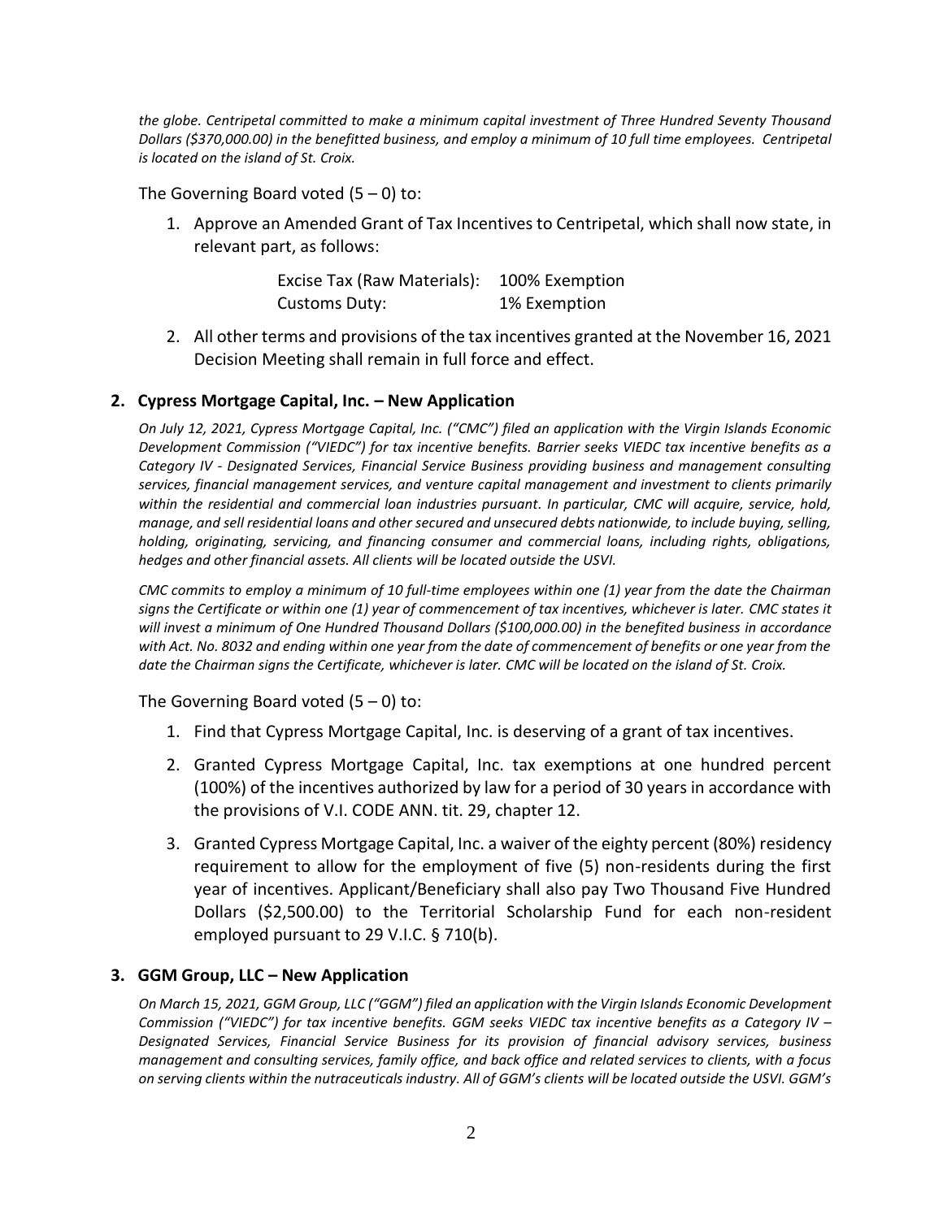*the globe. Centripetal committed to make a minimum capital investment of Three Hundred Seventy Thousand Dollars ($370,000.00) in the benefitted business, and employ a minimum of 10 full time employees. Centripetal is located on the island of St. Croix.*

The Governing Board voted (5 – 0) to:

1. Approve an Amended Grant of Tax Incentives to Centripetal, which shall now state, in relevant part, as follows:

   | | |
   |---|---|
   | Excise Tax (Raw Materials): | 100% Exemption |
   | Customs Duty: | 1% Exemption |

2. All other terms and provisions of the tax incentives granted at the November 16, 2021 Decision Meeting shall remain in full force and effect.

### 2. Cypress Mortgage Capital, Inc. – New Application

*On July 12, 2021, Cypress Mortgage Capital, Inc. ("CMC") filed an application with the Virgin Islands Economic Development Commission ("VIEDC") for tax incentive benefits. Barrier seeks VIEDC tax incentive benefits as a Category IV - Designated Services, Financial Service Business providing business and management consulting services, financial management services, and venture capital management and investment to clients primarily within the residential and commercial loan industries pursuant. In particular, CMC will acquire, service, hold, manage, and sell residential loans and other secured and unsecured debts nationwide, to include buying, selling, holding, originating, servicing, and financing consumer and commercial loans, including rights, obligations, hedges and other financial assets. All clients will be located outside the USVI.*

*CMC commits to employ a minimum of 10 full-time employees within one (1) year from the date the Chairman signs the Certificate or within one (1) year of commencement of tax incentives, whichever is later. CMC states it will invest a minimum of One Hundred Thousand Dollars ($100,000.00) in the benefited business in accordance with Act. No. 8032 and ending within one year from the date of commencement of benefits or one year from the date the Chairman signs the Certificate, whichever is later. CMC will be located on the island of St. Croix.*

The Governing Board voted (5 – 0) to:

1. Find that Cypress Mortgage Capital, Inc. is deserving of a grant of tax incentives.
2. Granted Cypress Mortgage Capital, Inc. tax exemptions at one hundred percent (100%) of the incentives authorized by law for a period of 30 years in accordance with the provisions of V.I. CODE ANN. tit. 29, chapter 12.
3. Granted Cypress Mortgage Capital, Inc. a waiver of the eighty percent (80%) residency requirement to allow for the employment of five (5) non-residents during the first year of incentives. Applicant/Beneficiary shall also pay Two Thousand Five Hundred Dollars ($2,500.00) to the Territorial Scholarship Fund for each non-resident employed pursuant to 29 V.I.C. § 710(b).

### 3. GGM Group, LLC – New Application

*On March 15, 2021, GGM Group, LLC ("GGM") filed an application with the Virgin Islands Economic Development Commission ("VIEDC") for tax incentive benefits. GGM seeks VIEDC tax incentive benefits as a Category IV – Designated Services, Financial Service Business for its provision of financial advisory services, business management and consulting services, family office, and back office and related services to clients, with a focus on serving clients within the nutraceuticals industry. All of GGM's clients will be located outside the USVI. GGM's*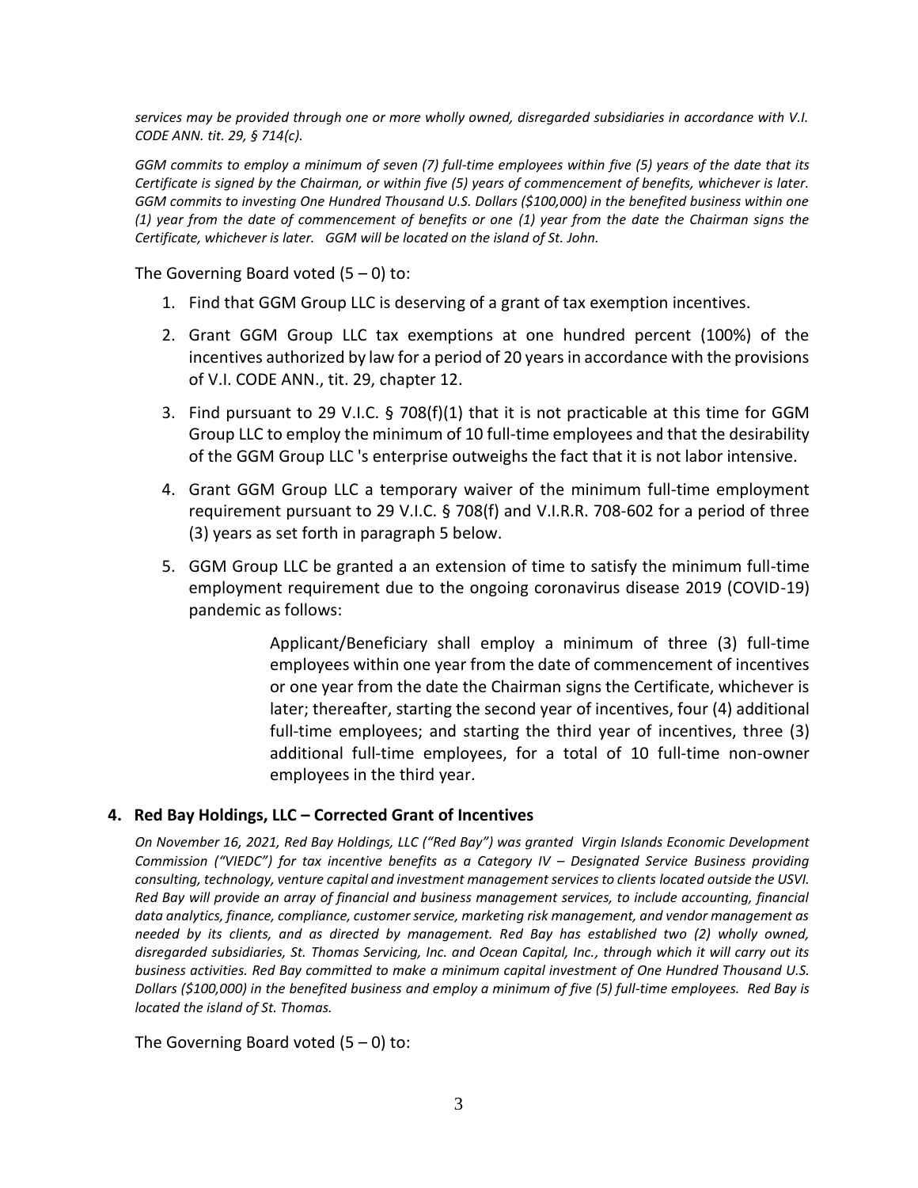*services may be provided through one or more wholly owned, disregarded subsidiaries in accordance with V.I. CODE ANN. tit. 29, § 714(c).*

*GGM commits to employ a minimum of seven (7) full-time employees within five (5) years of the date that its Certificate is signed by the Chairman, or within five (5) years of commencement of benefits, whichever is later. GGM commits to investing One Hundred Thousand U.S. Dollars ($100,000) in the benefited business within one (1) year from the date of commencement of benefits or one (1) year from the date the Chairman signs the Certificate, whichever is later. GGM will be located on the island of St. John.*

The Governing Board voted (5 – 0) to:

1. Find that GGM Group LLC is deserving of a grant of tax exemption incentives.
2. Grant GGM Group LLC tax exemptions at one hundred percent (100%) of the incentives authorized by law for a period of 20 years in accordance with the provisions of V.I. CODE ANN., tit. 29, chapter 12.
3. Find pursuant to 29 V.I.C. § 708(f)(1) that it is not practicable at this time for GGM Group LLC to employ the minimum of 10 full-time employees and that the desirability of the GGM Group LLC 's enterprise outweighs the fact that it is not labor intensive.
4. Grant GGM Group LLC a temporary waiver of the minimum full-time employment requirement pursuant to 29 V.I.C. § 708(f) and V.I.R.R. 708-602 for a period of three (3) years as set forth in paragraph 5 below.
5. GGM Group LLC be granted a an extension of time to satisfy the minimum full-time employment requirement due to the ongoing coronavirus disease 2019 (COVID-19) pandemic as follows:

   > Applicant/Beneficiary shall employ a minimum of three (3) full-time employees within one year from the date of commencement of incentives or one year from the date the Chairman signs the Certificate, whichever is later; thereafter, starting the second year of incentives, four (4) additional full-time employees; and starting the third year of incentives, three (3) additional full-time employees, for a total of 10 full-time non-owner employees in the third year.

### 4. Red Bay Holdings, LLC – Corrected Grant of Incentives

*On November 16, 2021, Red Bay Holdings, LLC ("Red Bay") was granted Virgin Islands Economic Development Commission ("VIEDC") for tax incentive benefits as a Category IV – Designated Service Business providing consulting, technology, venture capital and investment management services to clients located outside the USVI. Red Bay will provide an array of financial and business management services, to include accounting, financial data analytics, finance, compliance, customer service, marketing risk management, and vendor management as needed by its clients, and as directed by management. Red Bay has established two (2) wholly owned, disregarded subsidiaries, St. Thomas Servicing, Inc. and Ocean Capital, Inc., through which it will carry out its business activities. Red Bay committed to make a minimum capital investment of One Hundred Thousand U.S. Dollars ($100,000) in the benefited business and employ a minimum of five (5) full-time employees. Red Bay is located the island of St. Thomas.*

The Governing Board voted (5 – 0) to: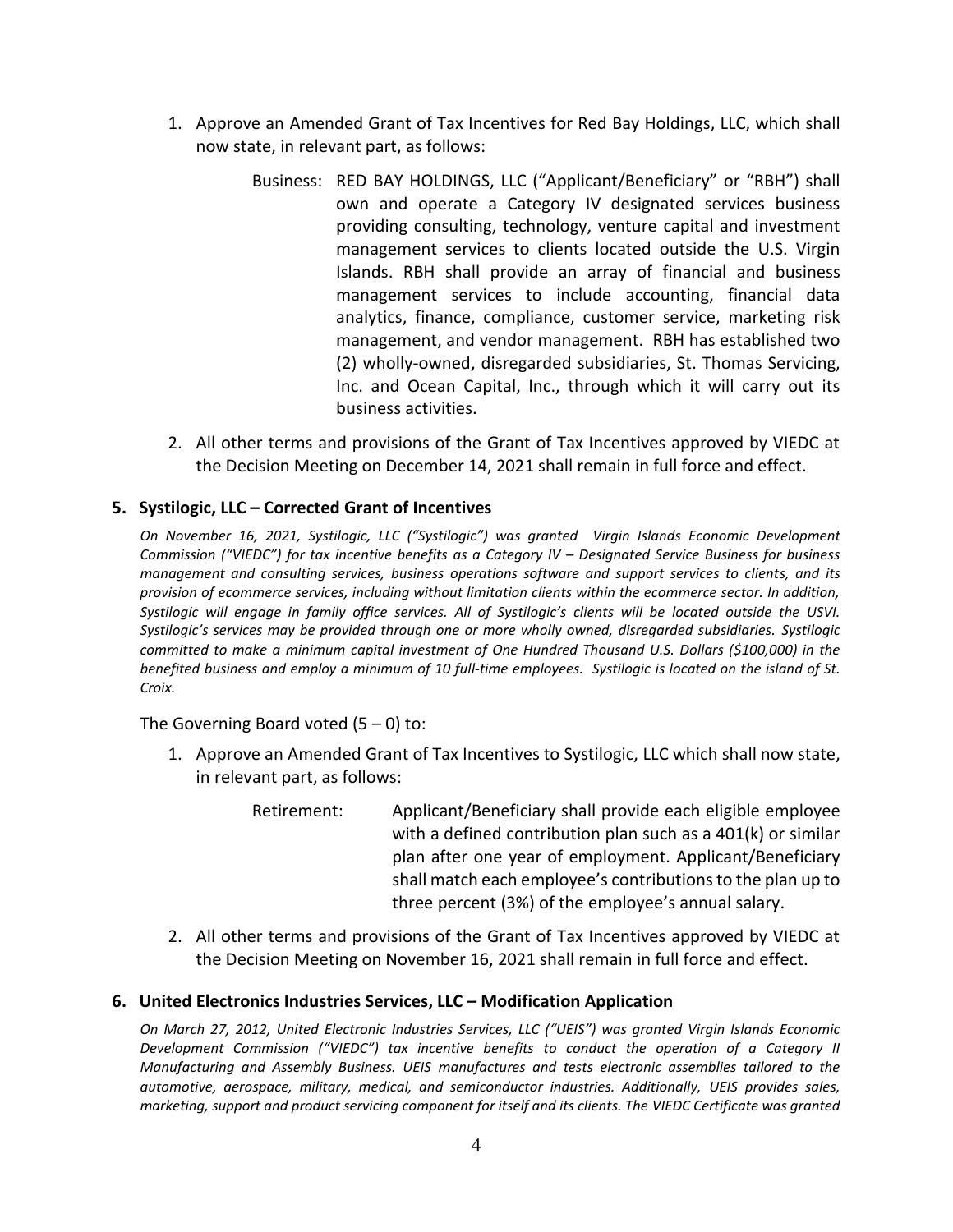1. Approve an Amended Grant of Tax Incentives for Red Bay Holdings, LLC, which shall now state, in relevant part, as follows:

   Business: RED BAY HOLDINGS, LLC ("Applicant/Beneficiary" or "RBH") shall own and operate a Category IV designated services business providing consulting, technology, venture capital and investment management services to clients located outside the U.S. Virgin Islands. RBH shall provide an array of financial and business management services to include accounting, financial data analytics, finance, compliance, customer service, marketing risk management, and vendor management. RBH has established two (2) wholly-owned, disregarded subsidiaries, St. Thomas Servicing, Inc. and Ocean Capital, Inc., through which it will carry out its business activities.

2. All other terms and provisions of the Grant of Tax Incentives approved by VIEDC at the Decision Meeting on December 14, 2021 shall remain in full force and effect.

### 5. Systilogic, LLC – Corrected Grant of Incentives

*On November 16, 2021, Systilogic, LLC ("Systilogic") was granted Virgin Islands Economic Development Commission ("VIEDC") for tax incentive benefits as a Category IV – Designated Service Business for business management and consulting services, business operations software and support services to clients, and its provision of ecommerce services, including without limitation clients within the ecommerce sector. In addition, Systilogic will engage in family office services. All of Systilogic's clients will be located outside the USVI. Systilogic's services may be provided through one or more wholly owned, disregarded subsidiaries. Systilogic committed to make a minimum capital investment of One Hundred Thousand U.S. Dollars ($100,000) in the benefited business and employ a minimum of 10 full-time employees. Systilogic is located on the island of St. Croix.*

The Governing Board voted (5 – 0) to:

1. Approve an Amended Grant of Tax Incentives to Systilogic, LLC which shall now state, in relevant part, as follows:

   Retirement: Applicant/Beneficiary shall provide each eligible employee with a defined contribution plan such as a 401(k) or similar plan after one year of employment. Applicant/Beneficiary shall match each employee's contributions to the plan up to three percent (3%) of the employee's annual salary.

2. All other terms and provisions of the Grant of Tax Incentives approved by VIEDC at the Decision Meeting on November 16, 2021 shall remain in full force and effect.

### 6. United Electronics Industries Services, LLC – Modification Application

*On March 27, 2012, United Electronic Industries Services, LLC ("UEIS") was granted Virgin Islands Economic Development Commission ("VIEDC") tax incentive benefits to conduct the operation of a Category II Manufacturing and Assembly Business. UEIS manufactures and tests electronic assemblies tailored to the automotive, aerospace, military, medical, and semiconductor industries. Additionally, UEIS provides sales, marketing, support and product servicing component for itself and its clients. The VIEDC Certificate was granted*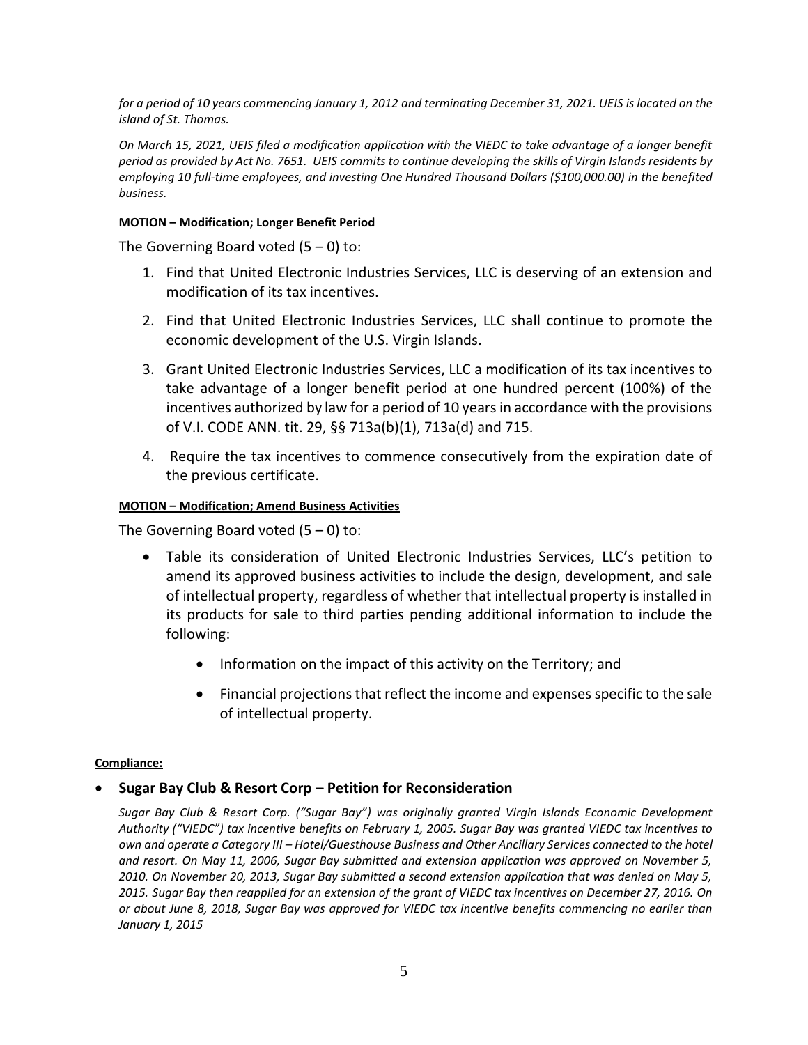*for a period of 10 years commencing January 1, 2012 and terminating December 31, 2021. UEIS is located on the island of St. Thomas.*

*On March 15, 2021, UEIS filed a modification application with the VIEDC to take advantage of a longer benefit period as provided by Act No. 7651. UEIS commits to continue developing the skills of Virgin Islands residents by employing 10 full-time employees, and investing One Hundred Thousand Dollars ($100,000.00) in the benefited business.*

**MOTION – Modification; Longer Benefit Period**

The Governing Board voted (5 – 0) to:

1. Find that United Electronic Industries Services, LLC is deserving of an extension and modification of its tax incentives.
2. Find that United Electronic Industries Services, LLC shall continue to promote the economic development of the U.S. Virgin Islands.
3. Grant United Electronic Industries Services, LLC a modification of its tax incentives to take advantage of a longer benefit period at one hundred percent (100%) of the incentives authorized by law for a period of 10 years in accordance with the provisions of V.I. CODE ANN. tit. 29, §§ 713a(b)(1), 713a(d) and 715.
4. Require the tax incentives to commence consecutively from the expiration date of the previous certificate.

**MOTION – Modification; Amend Business Activities**

The Governing Board voted (5 – 0) to:

- Table its consideration of United Electronic Industries Services, LLC's petition to amend its approved business activities to include the design, development, and sale of intellectual property, regardless of whether that intellectual property is installed in its products for sale to third parties pending additional information to include the following:
  - Information on the impact of this activity on the Territory; and
  - Financial projections that reflect the income and expenses specific to the sale of intellectual property.

**Compliance:**

- **Sugar Bay Club & Resort Corp – Petition for Reconsideration**

*Sugar Bay Club & Resort Corp. ("Sugar Bay") was originally granted Virgin Islands Economic Development Authority ("VIEDC") tax incentive benefits on February 1, 2005. Sugar Bay was granted VIEDC tax incentives to own and operate a Category III – Hotel/Guesthouse Business and Other Ancillary Services connected to the hotel and resort. On May 11, 2006, Sugar Bay submitted and extension application was approved on November 5, 2010. On November 20, 2013, Sugar Bay submitted a second extension application that was denied on May 5, 2015. Sugar Bay then reapplied for an extension of the grant of VIEDC tax incentives on December 27, 2016. On or about June 8, 2018, Sugar Bay was approved for VIEDC tax incentive benefits commencing no earlier than January 1, 2015*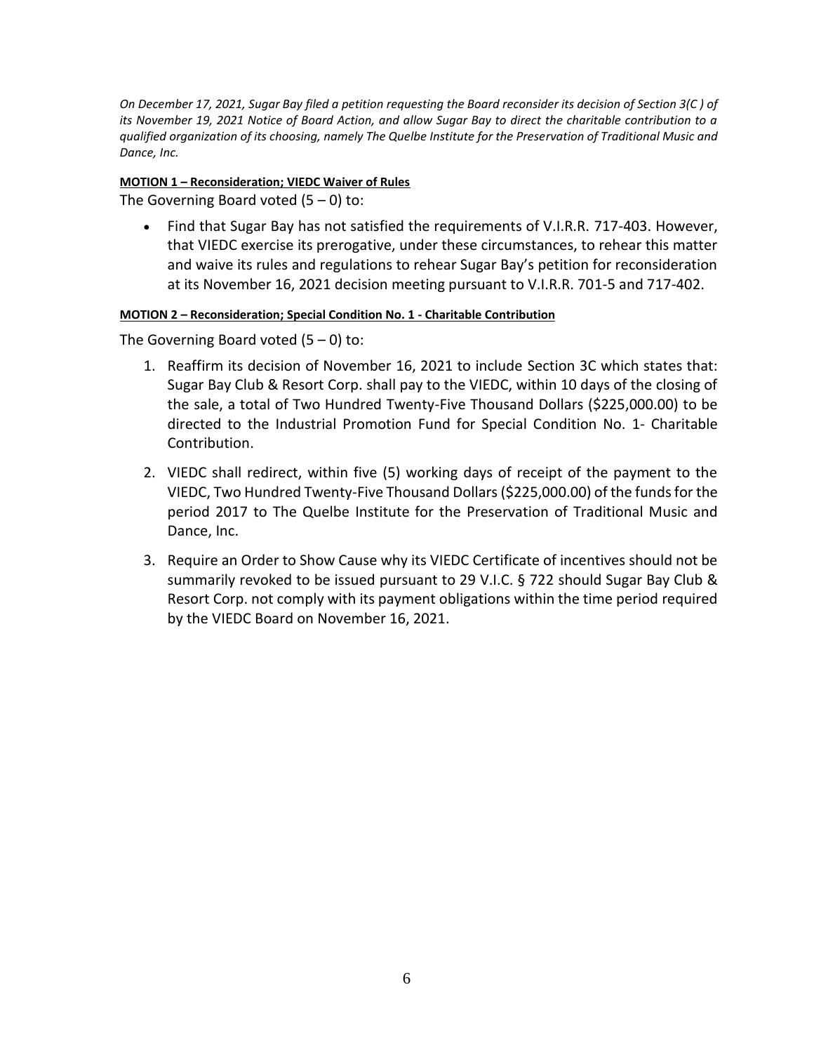*On December 17, 2021, Sugar Bay filed a petition requesting the Board reconsider its decision of Section 3(C ) of its November 19, 2021 Notice of Board Action, and allow Sugar Bay to direct the charitable contribution to a qualified organization of its choosing, namely The Quelbe Institute for the Preservation of Traditional Music and Dance, Inc.*

**MOTION 1 – Reconsideration; VIEDC Waiver of Rules**

The Governing Board voted (5 – 0) to:

- Find that Sugar Bay has not satisfied the requirements of V.I.R.R. 717-403. However, that VIEDC exercise its prerogative, under these circumstances, to rehear this matter and waive its rules and regulations to rehear Sugar Bay's petition for reconsideration at its November 16, 2021 decision meeting pursuant to V.I.R.R. 701-5 and 717-402.

**MOTION 2 – Reconsideration; Special Condition No. 1 - Charitable Contribution**

The Governing Board voted (5 – 0) to:

1. Reaffirm its decision of November 16, 2021 to include Section 3C which states that: Sugar Bay Club & Resort Corp. shall pay to the VIEDC, within 10 days of the closing of the sale, a total of Two Hundred Twenty-Five Thousand Dollars ($225,000.00) to be directed to the Industrial Promotion Fund for Special Condition No. 1- Charitable Contribution.
2. VIEDC shall redirect, within five (5) working days of receipt of the payment to the VIEDC, Two Hundred Twenty-Five Thousand Dollars ($225,000.00) of the funds for the period 2017 to The Quelbe Institute for the Preservation of Traditional Music and Dance, Inc.
3. Require an Order to Show Cause why its VIEDC Certificate of incentives should not be summarily revoked to be issued pursuant to 29 V.I.C. § 722 should Sugar Bay Club & Resort Corp. not comply with its payment obligations within the time period required by the VIEDC Board on November 16, 2021.